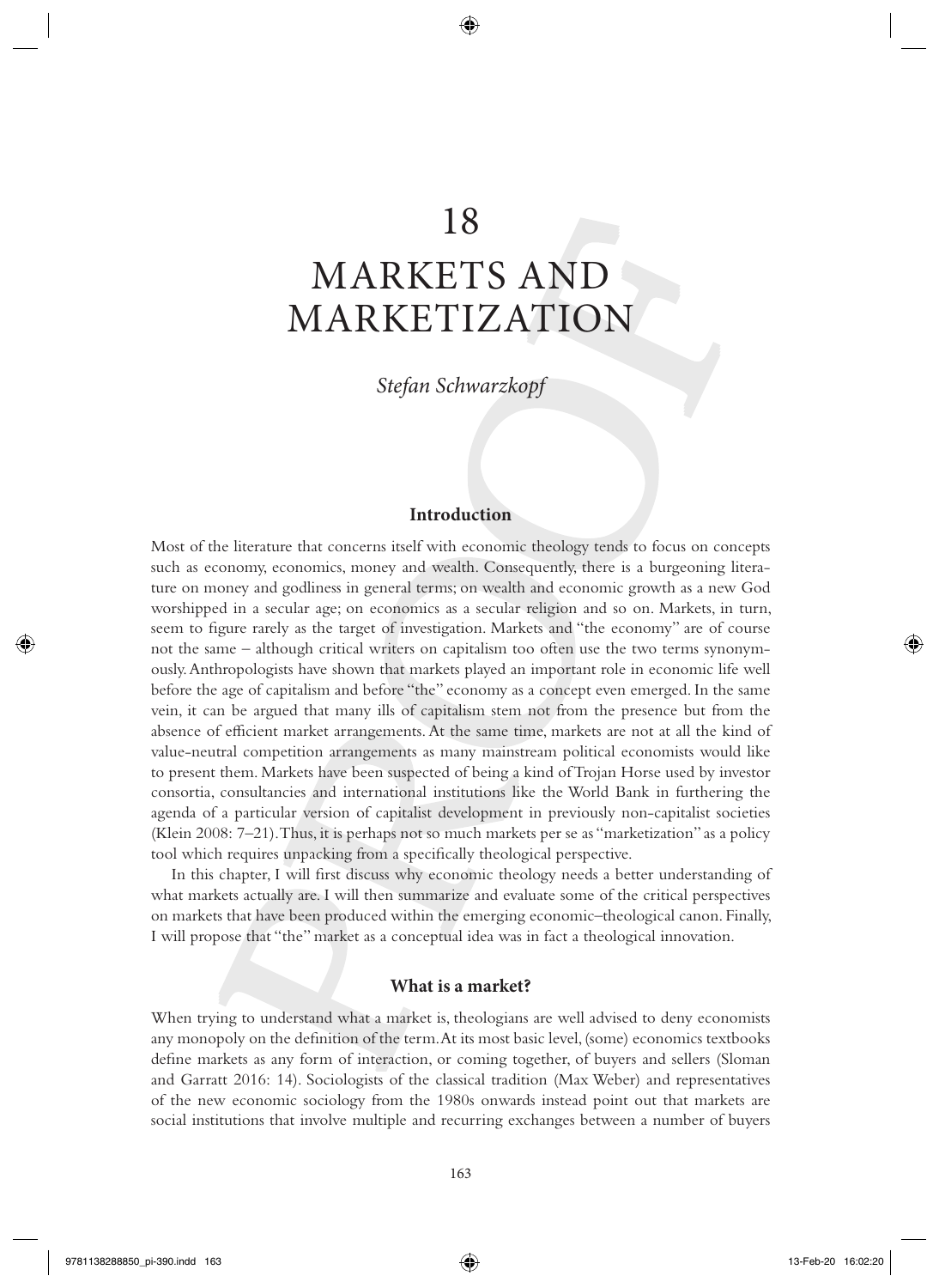# 18

# MARKETS AND MARKETIZATION

*Stefan Schwarzkopf*

## Introduction

Most of the literature that concerns itself with economic theology tends to focus on concepts such as economy, economics, money and wealth. Consequently, there is a burgeoning literature on money and godliness in general terms; on wealth and economic growth as a new God worshipped in a secular age; on economics as a secular religion and so on. Markets, in turn, seem to figure rarely as the target of investigation. Markets and "the economy" are of course not the same – although critical writers on capitalism too often use the two terms synonymously. Anthropologists have shown that markets played an important role in economic life well before the age of capitalism and before "the" economy as a concept even emerged. In the same vein, it can be argued that many ills of capitalism stem not from the presence but from the absence of efficient market arrangements. At the same time, markets are not at all the kind of value-neutral competition arrangements as many mainstream political economists would like to present them. Markets have been suspected of being a kind of Trojan Horse used by investor consortia, consultancies and international institutions like the World Bank in furthering the agenda of a particular version of capitalist development in previously non-capitalist societies (Klein 2008: 7–21). Thus, it is perhaps not so much markets per se as "marketization" as a policy tool which requires unpacking from a specifically theological perspective.

In this chapter, I will first discuss why economic theology needs a better understanding of what markets actually are. I will then summarize and evaluate some of the critical perspectives on markets that have been produced within the emerging economic–theological canon. Finally, I will propose that "the" market as a conceptual idea was in fact a theological innovation.

## What is a market?

When trying to understand what a market is, theologians are well advised to deny economists any monopoly on the definition of the term. At its most basic level, (some) economics textbooks define markets as any form of interaction, or coming together, of buyers and sellers (Sloman and Garratt 2016: 14). Sociologists of the classical tradition (Max Weber) and representatives of the new economic sociology from the 1980s onwards instead point out that markets are social institutions that involve multiple and recurring exchanges between a number of buyers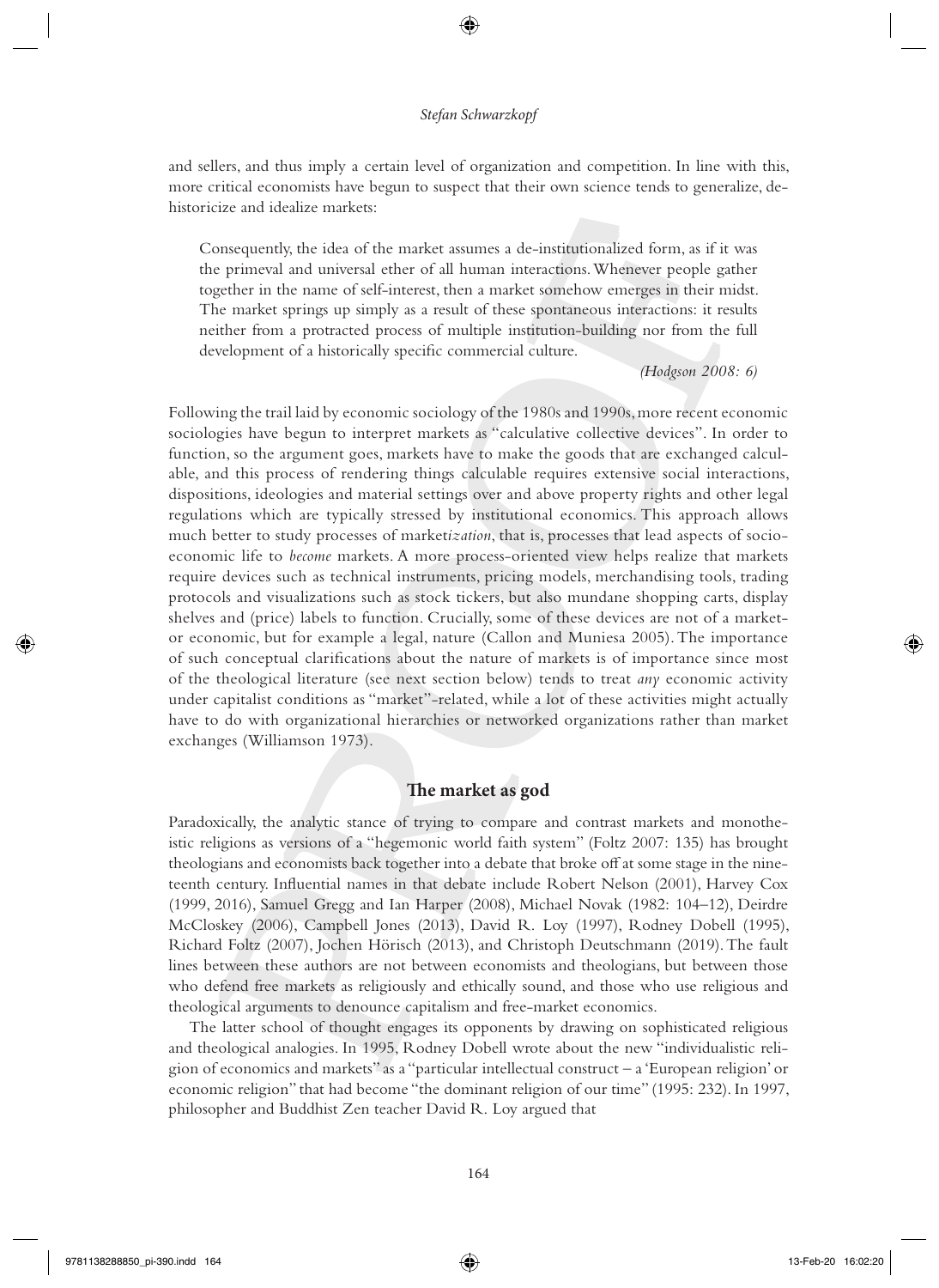and sellers, and thus imply a certain level of organization and competition. In line with this, more critical economists have begun to suspect that their own science tends to generalize, de-historicize and idealize markets:

> Consequently, the idea of the market assumes a de-institutionalized form, as if it was the primeval and universal ether of all human interactions. Whenever people gather together in the name of self-interest, then a market somehow emerges in their midst. The market springs up simply as a result of these spontaneous interactions: it results neither from a protracted process of multiple institution-building nor from the full development of a historically specific commercial culture.
>
> *(Hodgson 2008: 6)*

Following the trail laid by economic sociology of the 1980s and 1990s, more recent economic sociologies have begun to interpret markets as "calculative collective devices". In order to function, so the argument goes, markets have to make the goods that are exchanged calculable, and this process of rendering things calculable requires extensive social interactions, dispositions, ideologies and material settings over and above property rights and other legal regulations which are typically stressed by institutional economics. This approach allows much better to study processes of market*ization*, that is, processes that lead aspects of socio-economic life to *become* markets. A more process-oriented view helps realize that markets require devices such as technical instruments, pricing models, merchandising tools, trading protocols and visualizations such as stock tickers, but also mundane shopping carts, display shelves and (price) labels to function. Crucially, some of these devices are not of a market- or economic, but for example a legal, nature (Callon and Muniesa 2005). The importance of such conceptual clarifications about the nature of markets is of importance since most of the theological literature (see next section below) tends to treat *any* economic activity under capitalist conditions as "market"-related, while a lot of these activities might actually have to do with organizational hierarchies or networked organizations rather than market exchanges (Williamson 1973).

## The market as god

Paradoxically, the analytic stance of trying to compare and contrast markets and monotheistic religions as versions of a "hegemonic world faith system" (Foltz 2007: 135) has brought theologians and economists back together into a debate that broke off at some stage in the nineteenth century. Influential names in that debate include Robert Nelson (2001), Harvey Cox (1999, 2016), Samuel Gregg and Ian Harper (2008), Michael Novak (1982: 104–12), Deirdre McCloskey (2006), Campbell Jones (2013), David R. Loy (1997), Rodney Dobell (1995), Richard Foltz (2007), Jochen Hörisch (2013), and Christoph Deutschmann (2019). The fault lines between these authors are not between economists and theologians, but between those who defend free markets as religiously and ethically sound, and those who use religious and theological arguments to denounce capitalism and free-market economics.

The latter school of thought engages its opponents by drawing on sophisticated religious and theological analogies. In 1995, Rodney Dobell wrote about the new "individualistic religion of economics and markets" as a "particular intellectual construct – a 'European religion' or economic religion" that had become "the dominant religion of our time" (1995: 232). In 1997, philosopher and Buddhist Zen teacher David R. Loy argued that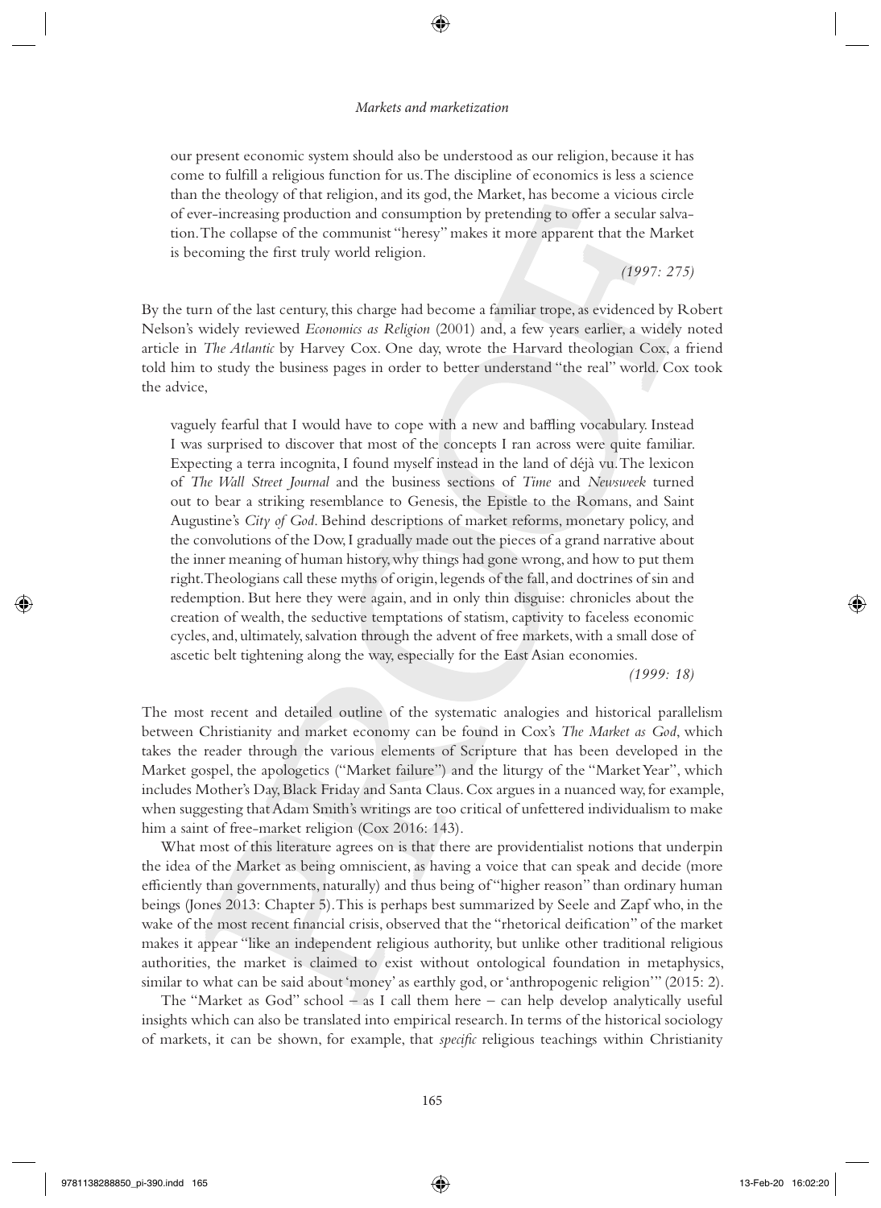our present economic system should also be understood as our religion, because it has come to fulfill a religious function for us. The discipline of economics is less a science than the theology of that religion, and its god, the Market, has become a vicious circle of ever-increasing production and consumption by pretending to offer a secular salvation. The collapse of the communist "heresy" makes it more apparent that the Market is becoming the first truly world religion.

*(1997: 275)*

By the turn of the last century, this charge had become a familiar trope, as evidenced by Robert Nelson's widely reviewed *Economics as Religion* (2001) and, a few years earlier, a widely noted article in *The Atlantic* by Harvey Cox. One day, wrote the Harvard theologian Cox, a friend told him to study the business pages in order to better understand "the real" world. Cox took the advice,

> vaguely fearful that I would have to cope with a new and baffling vocabulary. Instead I was surprised to discover that most of the concepts I ran across were quite familiar. Expecting a terra incognita, I found myself instead in the land of déjà vu. The lexicon of *The Wall Street Journal* and the business sections of *Time* and *Newsweek* turned out to bear a striking resemblance to Genesis, the Epistle to the Romans, and Saint Augustine's *City of God*. Behind descriptions of market reforms, monetary policy, and the convolutions of the Dow, I gradually made out the pieces of a grand narrative about the inner meaning of human history, why things had gone wrong, and how to put them right. Theologians call these myths of origin, legends of the fall, and doctrines of sin and redemption. But here they were again, and in only thin disguise: chronicles about the creation of wealth, the seductive temptations of statism, captivity to faceless economic cycles, and, ultimately, salvation through the advent of free markets, with a small dose of ascetic belt tightening along the way, especially for the East Asian economies.
>
> *(1999: 18)*

The most recent and detailed outline of the systematic analogies and historical parallelism between Christianity and market economy can be found in Cox's *The Market as God*, which takes the reader through the various elements of Scripture that has been developed in the Market gospel, the apologetics ("Market failure") and the liturgy of the "Market Year", which includes Mother's Day, Black Friday and Santa Claus. Cox argues in a nuanced way, for example, when suggesting that Adam Smith's writings are too critical of unfettered individualism to make him a saint of free-market religion (Cox 2016: 143).

What most of this literature agrees on is that there are providentialist notions that underpin the idea of the Market as being omniscient, as having a voice that can speak and decide (more efficiently than governments, naturally) and thus being of "higher reason" than ordinary human beings (Jones 2013: Chapter 5). This is perhaps best summarized by Seele and Zapf who, in the wake of the most recent financial crisis, observed that the "rhetorical deification" of the market makes it appear "like an independent religious authority, but unlike other traditional religious authorities, the market is claimed to exist without ontological foundation in metaphysics, similar to what can be said about 'money' as earthly god, or 'anthropogenic religion'" (2015: 2).

The "Market as God" school – as I call them here – can help develop analytically useful insights which can also be translated into empirical research. In terms of the historical sociology of markets, it can be shown, for example, that *specific* religious teachings within Christianity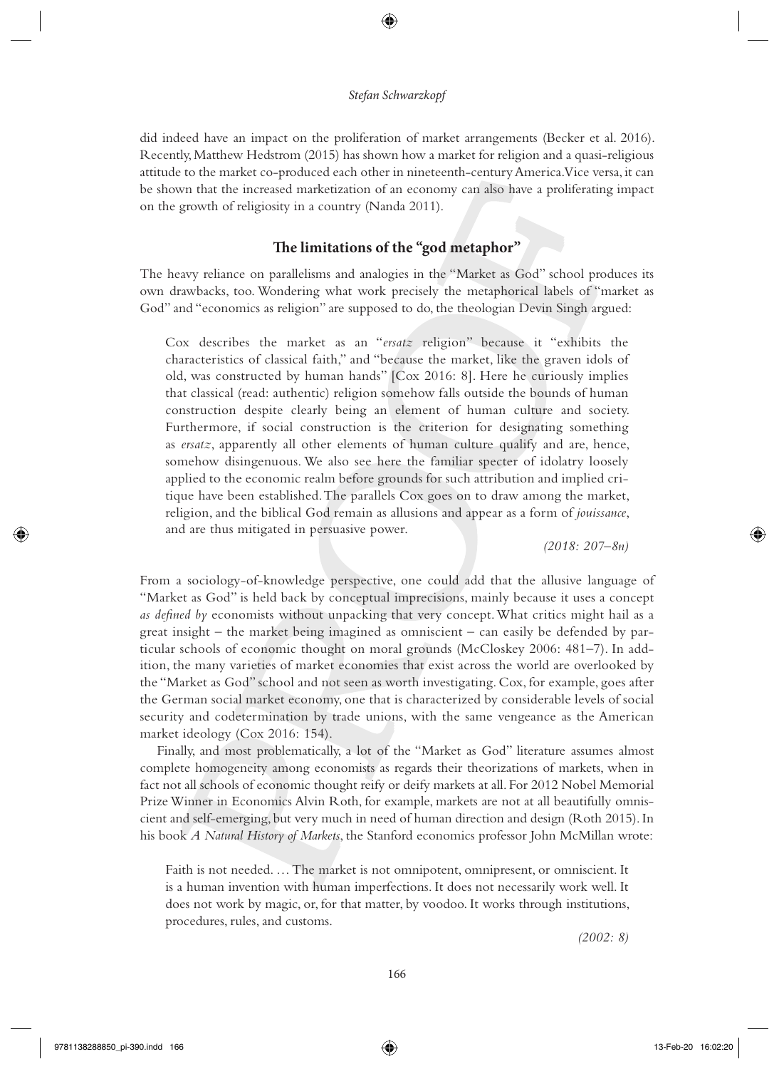did indeed have an impact on the proliferation of market arrangements (Becker et al. 2016). Recently, Matthew Hedstrom (2015) has shown how a market for religion and a quasi-religious attitude to the market co-produced each other in nineteenth-century America. Vice versa, it can be shown that the increased marketization of an economy can also have a proliferating impact on the growth of religiosity in a country (Nanda 2011).

## The limitations of the "god metaphor"

The heavy reliance on parallelisms and analogies in the "Market as God" school produces its own drawbacks, too. Wondering what work precisely the metaphorical labels of "market as God" and "economics as religion" are supposed to do, the theologian Devin Singh argued:

> Cox describes the market as an "*ersatz* religion" because it "exhibits the characteristics of classical faith," and "because the market, like the graven idols of old, was constructed by human hands" [Cox 2016: 8]. Here he curiously implies that classical (read: authentic) religion somehow falls outside the bounds of human construction despite clearly being an element of human culture and society. Furthermore, if social construction is the criterion for designating something as *ersatz*, apparently all other elements of human culture qualify and are, hence, somehow disingenuous. We also see here the familiar specter of idolatry loosely applied to the economic realm before grounds for such attribution and implied critique have been established. The parallels Cox goes on to draw among the market, religion, and the biblical God remain as allusions and appear as a form of *jouissance*, and are thus mitigated in persuasive power.
>
> *(2018: 207–8n)*

From a sociology-of-knowledge perspective, one could add that the allusive language of "Market as God" is held back by conceptual imprecisions, mainly because it uses a concept *as defined by* economists without unpacking that very concept. What critics might hail as a great insight – the market being imagined as omniscient – can easily be defended by particular schools of economic thought on moral grounds (McCloskey 2006: 481–7). In addition, the many varieties of market economies that exist across the world are overlooked by the "Market as God" school and not seen as worth investigating. Cox, for example, goes after the German social market economy, one that is characterized by considerable levels of social security and codetermination by trade unions, with the same vengeance as the American market ideology (Cox 2016: 154).

Finally, and most problematically, a lot of the "Market as God" literature assumes almost complete homogeneity among economists as regards their theorizations of markets, when in fact not all schools of economic thought reify or deify markets at all. For 2012 Nobel Memorial Prize Winner in Economics Alvin Roth, for example, markets are not at all beautifully omniscient and self-emerging, but very much in need of human direction and design (Roth 2015). In his book *A Natural History of Markets*, the Stanford economics professor John McMillan wrote:

> Faith is not needed. … The market is not omnipotent, omnipresent, or omniscient. It is a human invention with human imperfections. It does not necessarily work well. It does not work by magic, or, for that matter, by voodoo. It works through institutions, procedures, rules, and customs.
>
> *(2002: 8)*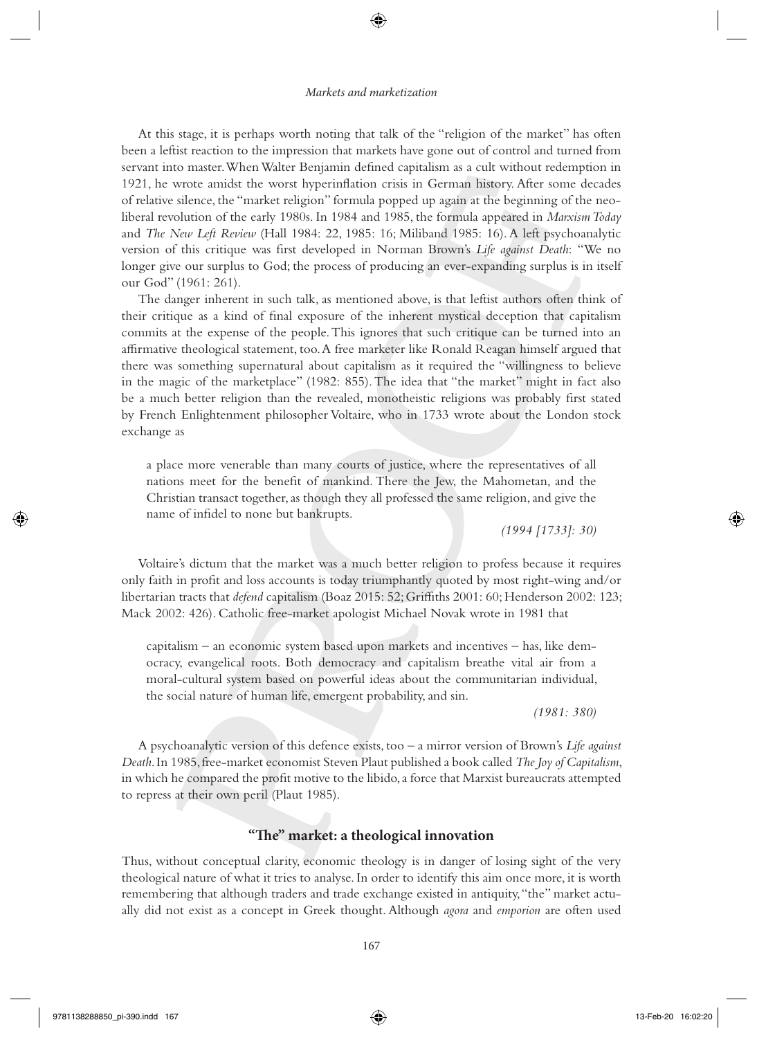At this stage, it is perhaps worth noting that talk of the "religion of the market" has often been a leftist reaction to the impression that markets have gone out of control and turned from servant into master. When Walter Benjamin defined capitalism as a cult without redemption in 1921, he wrote amidst the worst hyperinflation crisis in German history. After some decades of relative silence, the "market religion" formula popped up again at the beginning of the neoliberal revolution of the early 1980s. In 1984 and 1985, the formula appeared in *Marxism Today* and *The New Left Review* (Hall 1984: 22, 1985: 16; Miliband 1985: 16). A left psychoanalytic version of this critique was first developed in Norman Brown's *Life against Death*: "We no longer give our surplus to God; the process of producing an ever-expanding surplus is in itself our God" (1961: 261).

The danger inherent in such talk, as mentioned above, is that leftist authors often think of their critique as a kind of final exposure of the inherent mystical deception that capitalism commits at the expense of the people. This ignores that such critique can be turned into an affirmative theological statement, too. A free marketer like Ronald Reagan himself argued that there was something supernatural about capitalism as it required the "willingness to believe in the magic of the marketplace" (1982: 855). The idea that "the market" might in fact also be a much better religion than the revealed, monotheistic religions was probably first stated by French Enlightenment philosopher Voltaire, who in 1733 wrote about the London stock exchange as

> a place more venerable than many courts of justice, where the representatives of all nations meet for the benefit of mankind. There the Jew, the Mahometan, and the Christian transact together, as though they all professed the same religion, and give the name of infidel to none but bankrupts.
>
> *(1994 [1733]: 30)*

Voltaire's dictum that the market was a much better religion to profess because it requires only faith in profit and loss accounts is today triumphantly quoted by most right-wing and/or libertarian tracts that *defend* capitalism (Boaz 2015: 52; Griffiths 2001: 60; Henderson 2002: 123; Mack 2002: 426). Catholic free-market apologist Michael Novak wrote in 1981 that

> capitalism – an economic system based upon markets and incentives – has, like democracy, evangelical roots. Both democracy and capitalism breathe vital air from a moral-cultural system based on powerful ideas about the communitarian individual, the social nature of human life, emergent probability, and sin.
>
> *(1981: 380)*

A psychoanalytic version of this defence exists, too – a mirror version of Brown's *Life against Death*. In 1985, free-market economist Steven Plaut published a book called *The Joy of Capitalism*, in which he compared the profit motive to the libido, a force that Marxist bureaucrats attempted to repress at their own peril (Plaut 1985).

## "The" market: a theological innovation

Thus, without conceptual clarity, economic theology is in danger of losing sight of the very theological nature of what it tries to analyse. In order to identify this aim once more, it is worth remembering that although traders and trade exchange existed in antiquity, "the" market actually did not exist as a concept in Greek thought. Although *agora* and *emporion* are often used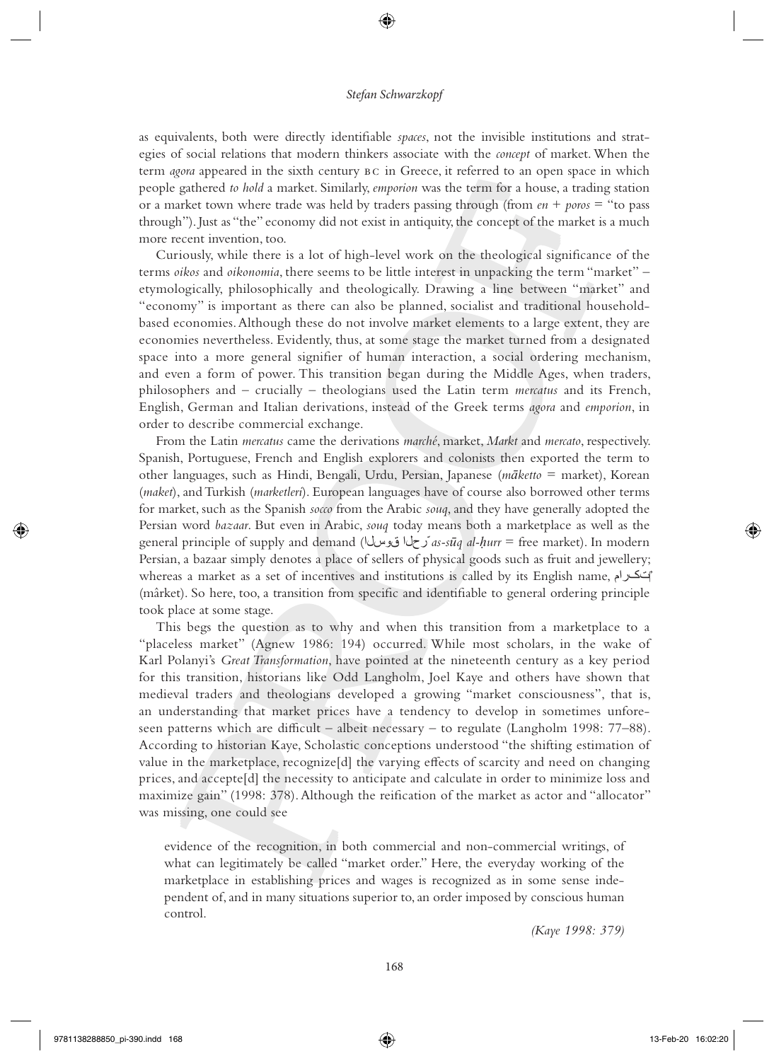as equivalents, both were directly identifiable *spaces*, not the invisible institutions and strategies of social relations that modern thinkers associate with the *concept* of market. When the term *agora* appeared in the sixth century BC in Greece, it referred to an open space in which people gathered *to hold* a market. Similarly, *emporion* was the term for a house, a trading station or a market town where trade was held by traders passing through (from *en* + *poros* = "to pass through"). Just as "the" economy did not exist in antiquity, the concept of the market is a much more recent invention, too.

Curiously, while there is a lot of high-level work on the theological significance of the terms *oikos* and *oikonomia*, there seems to be little interest in unpacking the term "market" – etymologically, philosophically and theologically. Drawing a line between "market" and "economy" is important as there can also be planned, socialist and traditional household-based economies. Although these do not involve market elements to a large extent, they are economies nevertheless. Evidently, thus, at some stage the market turned from a designated space into a more general signifier of human interaction, a social ordering mechanism, and even a form of power. This transition began during the Middle Ages, when traders, philosophers and – crucially – theologians used the Latin term *mercatus* and its French, English, German and Italian derivations, instead of the Greek terms *agora* and *emporion*, in order to describe commercial exchange.

From the Latin *mercatus* came the derivations *marché*, market, *Markt* and *mercato*, respectively. Spanish, Portuguese, French and English explorers and colonists then exported the term to other languages, such as Hindi, Bengali, Urdu, Persian, Japanese (*māketto* = market), Korean (*maket*), and Turkish (*marketleri*). European languages have of course also borrowed other terms for market, such as the Spanish *socco* from the Arabic *souq*, and they have generally adopted the Persian word *bazaar*. But even in Arabic, *souq* today means both a marketplace as well as the general principle of supply and demand (السوق الحرّ *as-sūq al-ḥurr* = free market). In modern Persian, a bazaar simply denotes a place of sellers of physical goods such as fruit and jewellery; whereas a market as a set of incentives and institutions is called by its English name, مارکت (mârket). So here, too, a transition from specific and identifiable to general ordering principle took place at some stage.

This begs the question as to why and when this transition from a marketplace to a "placeless market" (Agnew 1986: 194) occurred. While most scholars, in the wake of Karl Polanyi's *Great Transformation*, have pointed at the nineteenth century as a key period for this transition, historians like Odd Langholm, Joel Kaye and others have shown that medieval traders and theologians developed a growing "market consciousness", that is, an understanding that market prices have a tendency to develop in sometimes unforeseen patterns which are difficult – albeit necessary – to regulate (Langholm 1998: 77–88). According to historian Kaye, Scholastic conceptions understood "the shifting estimation of value in the marketplace, recognize[d] the varying effects of scarcity and need on changing prices, and accepte[d] the necessity to anticipate and calculate in order to minimize loss and maximize gain" (1998: 378). Although the reification of the market as actor and "allocator" was missing, one could see

> evidence of the recognition, in both commercial and non-commercial writings, of what can legitimately be called "market order." Here, the everyday working of the marketplace in establishing prices and wages is recognized as in some sense independent of, and in many situations superior to, an order imposed by conscious human control.
>
> *(Kaye 1998: 379)*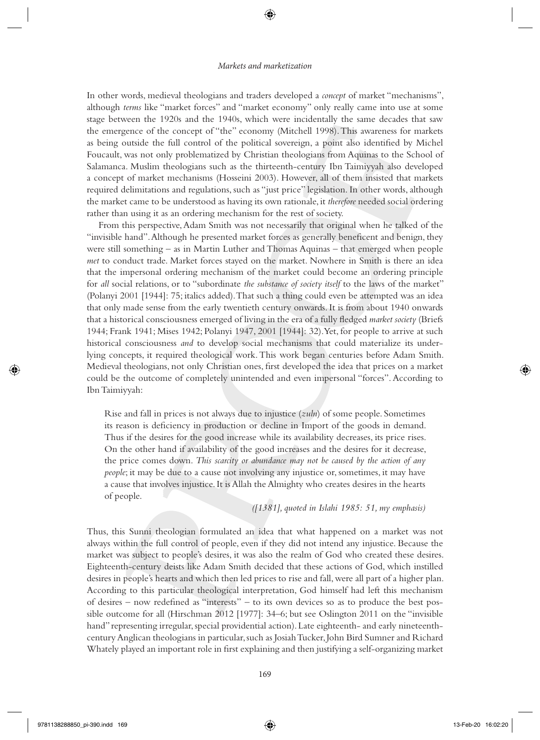In other words, medieval theologians and traders developed a *concept* of market "mechanisms", although *terms* like "market forces" and "market economy" only really came into use at some stage between the 1920s and the 1940s, which were incidentally the same decades that saw the emergence of the concept of "the" economy (Mitchell 1998). This awareness for markets as being outside the full control of the political sovereign, a point also identified by Michel Foucault, was not only problematized by Christian theologians from Aquinas to the School of Salamanca. Muslim theologians such as the thirteenth-century Ibn Taimiyyah also developed a concept of market mechanisms (Hosseini 2003). However, all of them insisted that markets required delimitations and regulations, such as "just price" legislation. In other words, although the market came to be understood as having its own rationale, it *therefore* needed social ordering rather than using it as an ordering mechanism for the rest of society.

From this perspective, Adam Smith was not necessarily that original when he talked of the "invisible hand". Although he presented market forces as generally beneficent and benign, they were still something – as in Martin Luther and Thomas Aquinas – that emerged when people *met* to conduct trade. Market forces stayed on the market. Nowhere in Smith is there an idea that the impersonal ordering mechanism of the market could become an ordering principle for *all* social relations, or to "subordinate *the substance of society itself* to the laws of the market" (Polanyi 2001 [1944]: 75; italics added). That such a thing could even be attempted was an idea that only made sense from the early twentieth century onwards. It is from about 1940 onwards that a historical consciousness emerged of living in the era of a fully fledged *market society* (Briefs 1944; Frank 1941; Mises 1942; Polanyi 1947, 2001 [1944]: 32). Yet, for people to arrive at such historical consciousness *and* to develop social mechanisms that could materialize its underlying concepts, it required theological work. This work began centuries before Adam Smith. Medieval theologians, not only Christian ones, first developed the idea that prices on a market could be the outcome of completely unintended and even impersonal "forces". According to Ibn Taimiyyah:

> Rise and fall in prices is not always due to injustice (*zuln*) of some people. Sometimes its reason is deficiency in production or decline in Import of the goods in demand. Thus if the desires for the good increase while its availability decreases, its price rises. On the other hand if availability of the good increases and the desires for it decrease, the price comes down. *This scarcity or abundance may not be caused by the action of any people*; it may be due to a cause not involving any injustice or, sometimes, it may have a cause that involves injustice. It is Allah the Almighty who creates desires in the hearts of people.
>
> *([1381], quoted in Islahi 1985: 51, my emphasis)*

Thus, this Sunni theologian formulated an idea that what happened on a market was not always within the full control of people, even if they did not intend any injustice. Because the market was subject to people's desires, it was also the realm of God who created these desires. Eighteenth-century deists like Adam Smith decided that these actions of God, which instilled desires in people's hearts and which then led prices to rise and fall, were all part of a higher plan. According to this particular theological interpretation, God himself had left this mechanism of desires – now redefined as "interests" – to its own devices so as to produce the best possible outcome for all (Hirschman 2012 [1977]: 34–6; but see Oslington 2011 on the "invisible hand" representing irregular, special providential action). Late eighteenth- and early nineteenth-century Anglican theologians in particular, such as Josiah Tucker, John Bird Sumner and Richard Whately played an important role in first explaining and then justifying a self-organizing market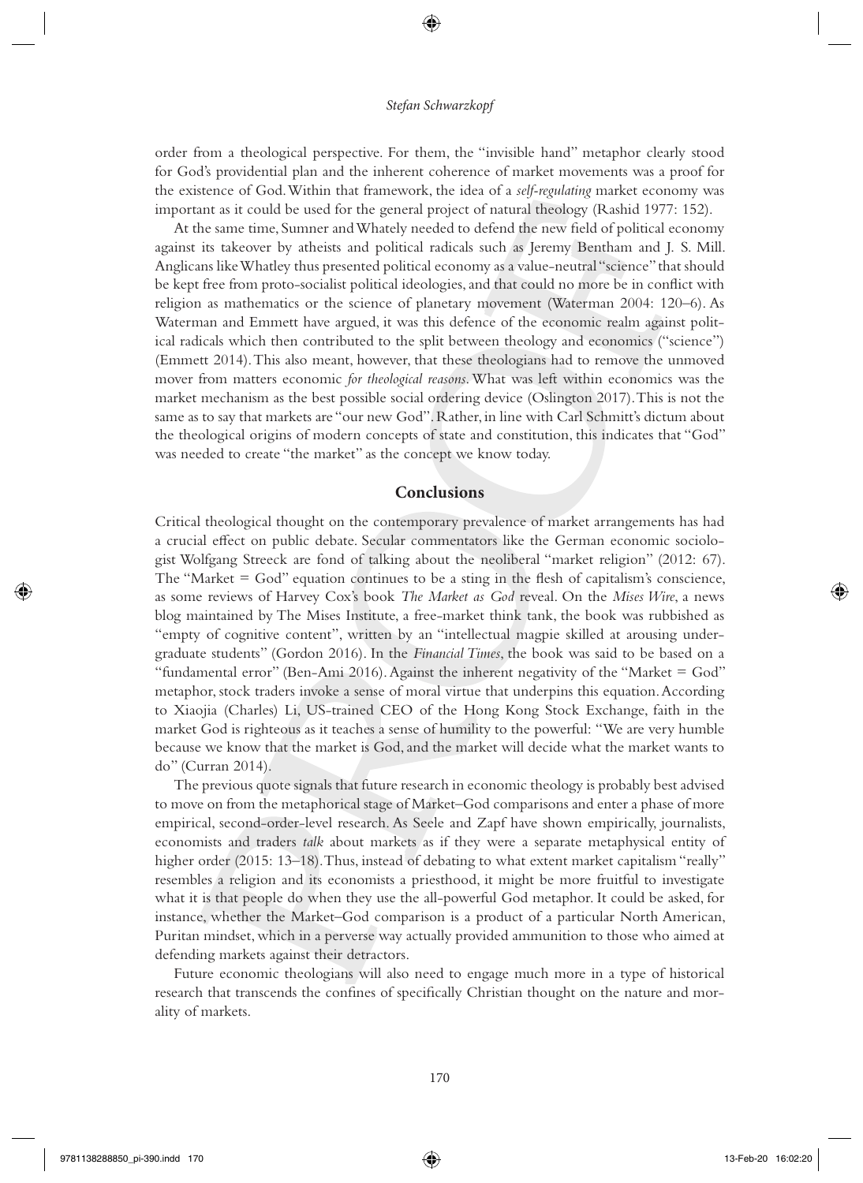order from a theological perspective. For them, the "invisible hand" metaphor clearly stood for God's providential plan and the inherent coherence of market movements was a proof for the existence of God. Within that framework, the idea of a *self-regulating* market economy was important as it could be used for the general project of natural theology (Rashid 1977: 152).

At the same time, Sumner and Whately needed to defend the new field of political economy against its takeover by atheists and political radicals such as Jeremy Bentham and J. S. Mill. Anglicans like Whatley thus presented political economy as a value-neutral "science" that should be kept free from proto-socialist political ideologies, and that could no more be in conflict with religion as mathematics or the science of planetary movement (Waterman 2004: 120–6). As Waterman and Emmett have argued, it was this defence of the economic realm against political radicals which then contributed to the split between theology and economics ("science") (Emmett 2014). This also meant, however, that these theologians had to remove the unmoved mover from matters economic *for theological reasons*. What was left within economics was the market mechanism as the best possible social ordering device (Oslington 2017). This is not the same as to say that markets are "our new God". Rather, in line with Carl Schmitt's dictum about the theological origins of modern concepts of state and constitution, this indicates that "God" was needed to create "the market" as the concept we know today.

## Conclusions

Critical theological thought on the contemporary prevalence of market arrangements has had a crucial effect on public debate. Secular commentators like the German economic sociologist Wolfgang Streeck are fond of talking about the neoliberal "market religion" (2012: 67). The "Market = God" equation continues to be a sting in the flesh of capitalism's conscience, as some reviews of Harvey Cox's book *The Market as God* reveal. On the *Mises Wire*, a news blog maintained by The Mises Institute, a free-market think tank, the book was rubbished as "empty of cognitive content", written by an "intellectual magpie skilled at arousing undergraduate students" (Gordon 2016). In the *Financial Times*, the book was said to be based on a "fundamental error" (Ben-Ami 2016). Against the inherent negativity of the "Market = God" metaphor, stock traders invoke a sense of moral virtue that underpins this equation. According to Xiaojia (Charles) Li, US-trained CEO of the Hong Kong Stock Exchange, faith in the market God is righteous as it teaches a sense of humility to the powerful: "We are very humble because we know that the market is God, and the market will decide what the market wants to do" (Curran 2014).

The previous quote signals that future research in economic theology is probably best advised to move on from the metaphorical stage of Market–God comparisons and enter a phase of more empirical, second-order-level research. As Seele and Zapf have shown empirically, journalists, economists and traders *talk* about markets as if they were a separate metaphysical entity of higher order (2015: 13–18). Thus, instead of debating to what extent market capitalism "really" resembles a religion and its economists a priesthood, it might be more fruitful to investigate what it is that people do when they use the all-powerful God metaphor. It could be asked, for instance, whether the Market–God comparison is a product of a particular North American, Puritan mindset, which in a perverse way actually provided ammunition to those who aimed at defending markets against their detractors.

Future economic theologians will also need to engage much more in a type of historical research that transcends the confines of specifically Christian thought on the nature and morality of markets.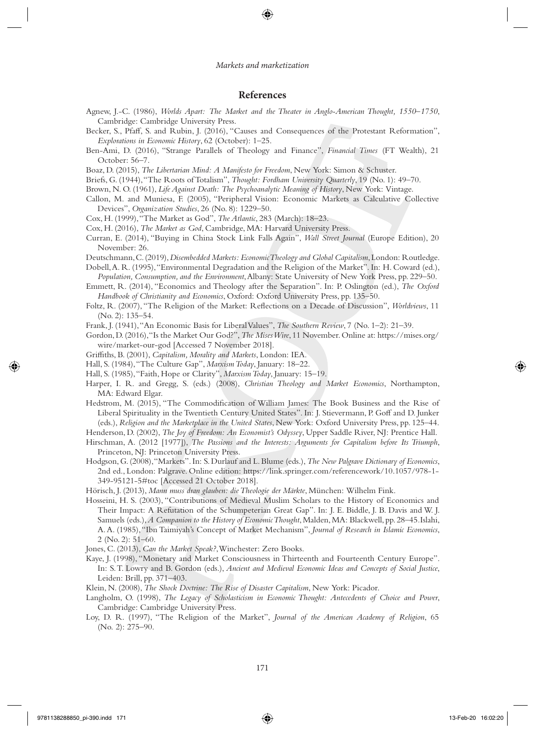## References

Agnew, J.-C. (1986), *Worlds Apart: The Market and the Theater in Anglo-American Thought, 1550–1750*, Cambridge: Cambridge University Press.

Becker, S., Pfaff, S. and Rubin, J. (2016), "Causes and Consequences of the Protestant Reformation", *Explorations in Economic History*, 62 (October): 1–25.

Ben-Ami, D. (2016), "Strange Parallels of Theology and Finance", *Financial Times* (FT Wealth), 21 October: 56–7.

Boaz, D. (2015), *The Libertarian Mind: A Manifesto for Freedom*, New York: Simon & Schuster.

Briefs, G. (1944), "The Roots of Totalism", *Thought: Fordham University Quarterly*, 19 (No. 1): 49–70.

Brown, N. O. (1961), *Life Against Death: The Psychoanalytic Meaning of History*, New York: Vintage.

Callon, M. and Muniesa, F. (2005), "Peripheral Vision: Economic Markets as Calculative Collective Devices", *Organization Studies*, 26 (No. 8): 1229–50.

Cox, H. (1999), "The Market as God", *The Atlantic*, 283 (March): 18–23.

Cox, H. (2016), *The Market as God*, Cambridge, MA: Harvard University Press.

Curran, E. (2014), "Buying in China Stock Link Falls Again", *Wall Street Journal* (Europe Edition), 20 November: 26.

Deutschmann, C. (2019), *Disembedded Markets: Economic Theology and Global Capitalism*, London: Routledge.

Dobell, A. R. (1995), "Environmental Degradation and the Religion of the Market". In: H. Coward (ed.), *Population, Consumption, and the Environment*, Albany: State University of New York Press, pp. 229–50.

Emmett, R. (2014), "Economics and Theology after the Separation". In: P. Oslington (ed.), *The Oxford Handbook of Christianity and Economics*, Oxford: Oxford University Press, pp. 135–50.

Foltz, R. (2007), "The Religion of the Market: Reflections on a Decade of Discussion", *Worldviews*, 11 (No. 2): 135–54.

Frank, J. (1941), "An Economic Basis for Liberal Values", *The Southern Review*, 7 (No. 1–2): 21–39.

Gordon, D. (2016), "Is the Market Our God?", *The Mises Wire*, 11 November. Online at: https://mises.org/wire/market-our-god [Accessed 7 November 2018].

Griffiths, B. (2001), *Capitalism, Morality and Markets*, London: IEA.

Hall, S. (1984), "The Culture Gap", *Marxism Today*, January: 18–22.

Hall, S. (1985), "Faith, Hope or Clarity", *Marxism Today*, January: 15–19.

Harper, I. R. and Gregg, S. (eds.) (2008), *Christian Theology and Market Economics*, Northampton, MA: Edward Elgar.

Hedstrom, M. (2015), "The Commodification of William James: The Book Business and the Rise of Liberal Spirituality in the Twentieth Century United States". In: J. Stievermann, P. Goff and D. Junker (eds.), *Religion and the Marketplace in the United States*, New York: Oxford University Press, pp. 125–44.

Henderson, D. (2002), *The Joy of Freedom: An Economist's Odyssey*, Upper Saddle River, NJ: Prentice Hall.

Hirschman, A. (2012 [1977]), *The Passions and the Interests: Arguments for Capitalism before Its Triumph*, Princeton, NJ: Princeton University Press.

Hodgson, G. (2008), "Markets". In: S. Durlauf and L. Blume (eds.), *The New Palgrave Dictionary of Economics*, 2nd ed., London: Palgrave. Online edition: https://link.springer.com/referencework/10.1057/978-1-349-95121-5#toc [Accessed 21 October 2018].

Hörisch, J. (2013), *Mann muss dran glauben: die Theologie der Märkte*, München: Wilhelm Fink.

Hosseini, H. S. (2003), "Contributions of Medieval Muslim Scholars to the History of Economics and Their Impact: A Refutation of the Schumpeterian Great Gap". In: J. E. Biddle, J. B. Davis and W. J. Samuels (eds.), *A Companion to the History of Economic Thought*, Malden, MA: Blackwell, pp. 28–45.Islahi, A. A. (1985), "Ibn Taimiyah's Concept of Market Mechanism", *Journal of Research in Islamic Economics*, 2 (No. 2): 51–60.

Jones, C. (2013), *Can the Market Speak?*, Winchester: Zero Books.

Kaye, J. (1998), "Monetary and Market Consciousness in Thirteenth and Fourteenth Century Europe". In: S. T. Lowry and B. Gordon (eds.), *Ancient and Medieval Economic Ideas and Concepts of Social Justice*, Leiden: Brill, pp. 371–403.

Klein, N. (2008), *The Shock Doctrine: The Rise of Disaster Capitalism*, New York: Picador.

Langholm, O. (1998), *The Legacy of Scholasticism in Economic Thought: Antecedents of Choice and Power*, Cambridge: Cambridge University Press.

Loy, D. R. (1997), "The Religion of the Market", *Journal of the American Academy of Religion*, 65 (No. 2): 275–90.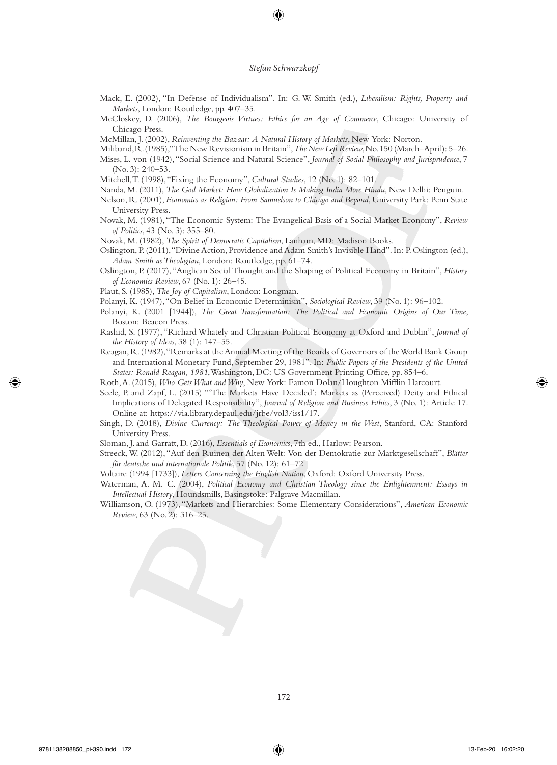Mack, E. (2002), "In Defense of Individualism". In: G. W. Smith (ed.), *Liberalism: Rights, Property and Markets*, London: Routledge, pp. 407–35.

McCloskey, D. (2006), *The Bourgeois Virtues: Ethics for an Age of Commerce*, Chicago: University of Chicago Press.

McMillan, J. (2002), *Reinventing the Bazaar: A Natural History of Markets*, New York: Norton.

Miliband, R. (1985), "The New Revisionism in Britain", *The New Left Review*, No. 150 (March–April): 5–26.

Mises, L. von (1942), "Social Science and Natural Science", *Journal of Social Philosophy and Jurisprudence*, 7 (No. 3): 240–53.

Mitchell, T. (1998), "Fixing the Economy", *Cultural Studies*, 12 (No. 1): 82–101.

Nanda, M. (2011), *The God Market: How Globalization Is Making India More Hindu*, New Delhi: Penguin.

Nelson, R. (2001), *Economics as Religion: From Samuelson to Chicago and Beyond*, University Park: Penn State University Press.

Novak, M. (1981), "The Economic System: The Evangelical Basis of a Social Market Economy", *Review of Politics*, 43 (No. 3): 355–80.

Novak, M. (1982), *The Spirit of Democratic Capitalism*, Lanham, MD: Madison Books.

Oslington, P. (2011), "Divine Action, Providence and Adam Smith's Invisible Hand". In: P. Oslington (ed.), *Adam Smith as Theologian*, London: Routledge, pp. 61–74.

Oslington, P. (2017), "Anglican Social Thought and the Shaping of Political Economy in Britain", *History of Economics Review*, 67 (No. 1): 26–45.

Plaut, S. (1985), *The Joy of Capitalism*, London: Longman.

Polanyi, K. (1947), "On Belief in Economic Determinism", *Sociological Review*, 39 (No. 1): 96–102.

Polanyi, K. (2001 [1944]), *The Great Transformation: The Political and Economic Origins of Our Time*, Boston: Beacon Press.

Rashid, S. (1977), "Richard Whately and Christian Political Economy at Oxford and Dublin", *Journal of the History of Ideas*, 38 (1): 147–55.

Reagan, R. (1982), "Remarks at the Annual Meeting of the Boards of Governors of the World Bank Group and International Monetary Fund, September 29, 1981". In: *Public Papers of the Presidents of the United States: Ronald Reagan, 1981*, Washington, DC: US Government Printing Office, pp. 854–6.

Roth, A. (2015), *Who Gets What and Why*, New York: Eamon Dolan/Houghton Mifflin Harcourt.

Seele, P. and Zapf, L. (2015) "'The Markets Have Decided': Markets as (Perceived) Deity and Ethical Implications of Delegated Responsibility", *Journal of Religion and Business Ethics*, 3 (No. 1): Article 17. Online at: https://via.library.depaul.edu/jrbe/vol3/iss1/17.

Singh, D. (2018), *Divine Currency: The Theological Power of Money in the West*, Stanford, CA: Stanford University Press.

Sloman, J. and Garratt, D. (2016), *Essentials of Economics*, 7th ed., Harlow: Pearson.

Streeck, W. (2012), "Auf den Ruinen der Alten Welt: Von der Demokratie zur Marktgesellschaft", *Blätter für deutsche und internationale Politik*, 57 (No. 12): 61–72

Voltaire (1994 [1733]), *Letters Concerning the English Nation*, Oxford: Oxford University Press.

Waterman, A. M. C. (2004), *Political Economy and Christian Theology since the Enlightenment: Essays in Intellectual History*, Houndsmills, Basingstoke: Palgrave Macmillan.

Williamson, O. (1973), "Markets and Hierarchies: Some Elementary Considerations", *American Economic Review*, 63 (No. 2): 316–25.